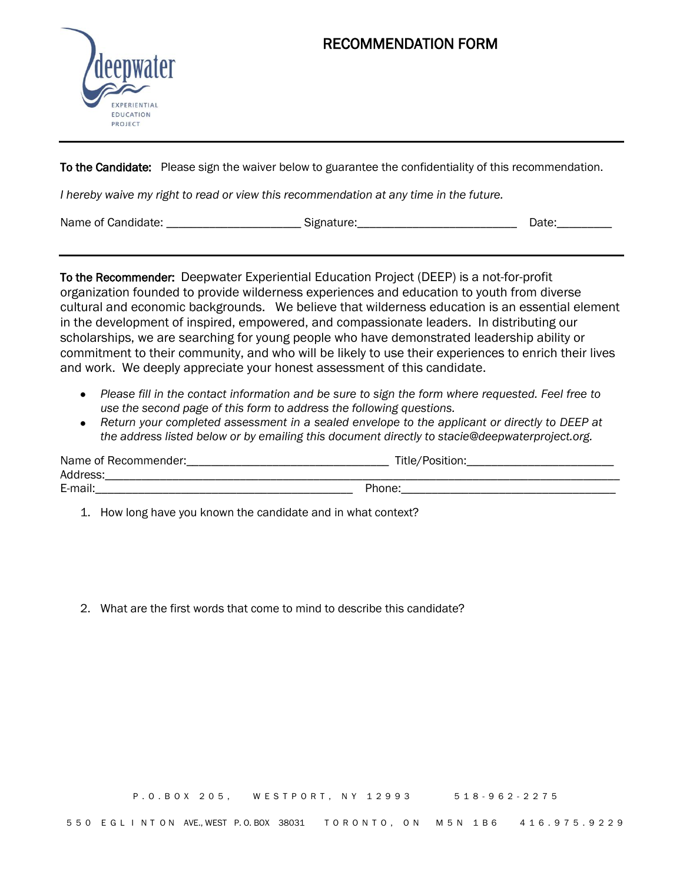# RECOMMENDATION FORM

---

**To the Candidate:** Please sign the waiver below to guarantee the confidentiality of this recommendation.

*I hereby waive my right to read or view this recommendation at any time in the future.*

Name of Candidate: _____________________ Signature:_________________________ Date:_________

---

**To the Recommender:** Deepwater Experiential Education Project (DEEP) is a not-for-profit organization founded to provide wilderness experiences and education to youth from diverse cultural and economic backgrounds. We believe that wilderness education is an essential element in the development of inspired, empowered, and compassionate leaders. In distributing our scholarships, we are searching for young people who have demonstrated leadership ability or commitment to their community, and who will be likely to use their experiences to enrich their lives and work. We deeply appreciate your honest assessment of this candidate.

- *Please fill in the contact information and be sure to sign the form where requested. Feel free to use the second page of this form to address the following questions.*
- *Return your completed assessment in a sealed envelope to the applicant or directly to DEEP at the address listed below or by emailing this document directly to stacie@deepwaterproject.org.*

Name of Recommender:________________________________ Title/Position:_______________________

Address:_________________________________________________________________________________

E-mail:_________________________________________ Phone:___________________________________

1. How long have you known the candidate and in what context?

2. What are the first words that come to mind to describe this candidate?

P.O. BOX 205, WESTPORT, NY 12993 518-962-2275

550 EGLINTON AVE., WEST P.O. BOX 38031 TORONTO, ON M5N 1B6 416.975.9229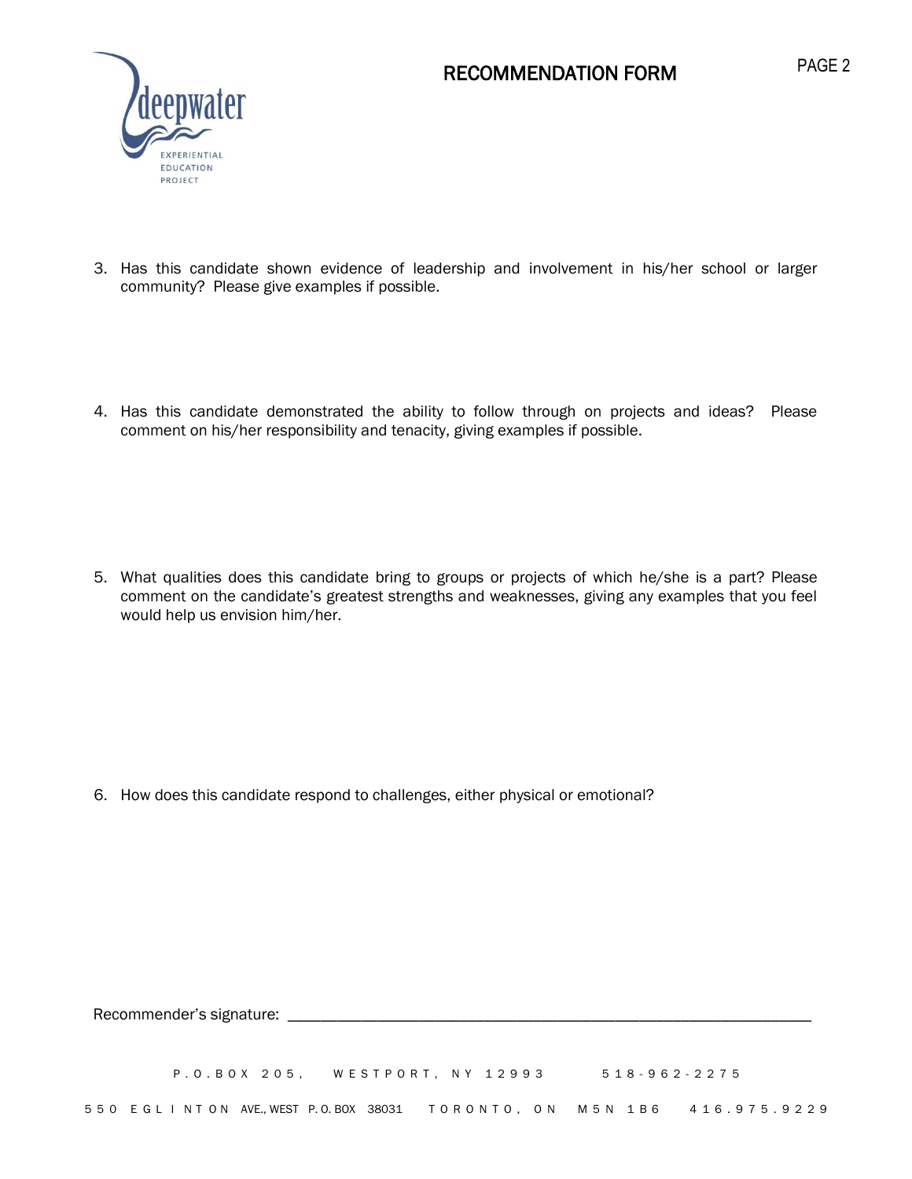# RECOMMENDATION FORM

3. Has this candidate shown evidence of leadership and involvement in his/her school or larger community? Please give examples if possible.

4. Has this candidate demonstrated the ability to follow through on projects and ideas? Please comment on his/her responsibility and tenacity, giving examples if possible.

5. What qualities does this candidate bring to groups or projects of which he/she is a part? Please comment on the candidate's greatest strengths and weaknesses, giving any examples that you feel would help us envision him/her.

6. How does this candidate respond to challenges, either physical or emotional?

Recommender's signature: ______________________________________________

P.O.BOX 205, WESTPORT, NY 12993 518-962-2275

550 EGLINTON AVE., WEST P.O. BOX 38031 TORONTO, ON M5N 1B6 416.975.9229